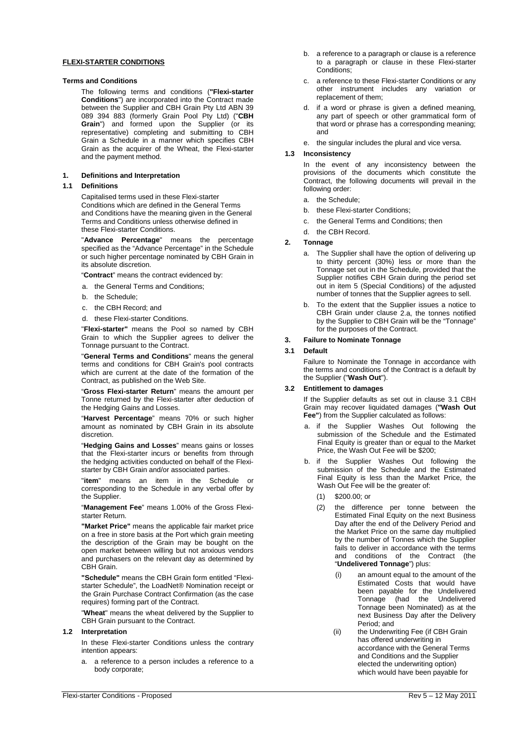**FLEXI-STARTER CONDITIONS**

**Terms and Conditions**

The following terms and conditions (**"Flexi-starter Conditions**") are incorporated into the Contract made between the Supplier and CBH Grain Pty Ltd ABN 39 089 394 883 (formerly Grain Pool Pty Ltd) ("**CBH Grain**") and formed upon the Supplier (or its representative) completing and submitting to CBH Grain a Schedule in a manner which specifies CBH Grain as the acquirer of the Wheat, the Flexi-starter and the payment method.

**1. Definitions and Interpretation**

**1.1 Definitions**

Capitalised terms used in these Flexi-starter Conditions which are defined in the General Terms and Conditions have the meaning given in the General Terms and Conditions unless otherwise defined in these Flexi-starter Conditions.

"**Advance Percentage**" means the percentage specified as the "Advance Percentage" in the Schedule or such higher percentage nominated by CBH Grain in its absolute discretion.

"**Contract**" means the contract evidenced by:

a. the General Terms and Conditions;
b. the Schedule;
c. the CBH Record; and
d. these Flexi-starter Conditions.

"**Flexi-starter"** means the Pool so named by CBH Grain to which the Supplier agrees to deliver the Tonnage pursuant to the Contract.

"**General Terms and Conditions**" means the general terms and conditions for CBH Grain's pool contracts which are current at the date of the formation of the Contract, as published on the Web Site.

"**Gross Flexi-starter Return**" means the amount per Tonne returned by the Flexi-starter after deduction of the Hedging Gains and Losses.

"**Harvest Percentage**" means 70% or such higher amount as nominated by CBH Grain in its absolute discretion.

"**Hedging Gains and Losses**" means gains or losses that the Flexi-starter incurs or benefits from through the hedging activities conducted on behalf of the Flexi-starter by CBH Grain and/or associated parties.

"**item**" means an item in the Schedule or corresponding to the Schedule in any verbal offer by the Supplier.

"**Management Fee**" means 1.00% of the Gross Flexi-starter Return.

**"Market Price"** means the applicable fair market price on a free in store basis at the Port which grain meeting the description of the Grain may be bought on the open market between willing but not anxious vendors and purchasers on the relevant day as determined by CBH Grain.

**"Schedule"** means the CBH Grain form entitled "Flexi-starter Schedule", the LoadNet® Nomination receipt or the Grain Purchase Contract Confirmation (as the case requires) forming part of the Contract.

"**Wheat**" means the wheat delivered by the Supplier to CBH Grain pursuant to the Contract.

**1.2 Interpretation**

In these Flexi-starter Conditions unless the contrary intention appears:

a. a reference to a person includes a reference to a body corporate;
b. a reference to a paragraph or clause is a reference to a paragraph or clause in these Flexi-starter Conditions;
c. a reference to these Flexi-starter Conditions or any other instrument includes any variation or replacement of them;
d. if a word or phrase is given a defined meaning, any part of speech or other grammatical form of that word or phrase has a corresponding meaning; and
e. the singular includes the plural and vice versa.

**1.3 Inconsistency**

In the event of any inconsistency between the provisions of the documents which constitute the Contract, the following documents will prevail in the following order:

a. the Schedule;
b. these Flexi-starter Conditions;
c. the General Terms and Conditions; then
d. the CBH Record.

**2. Tonnage**

a. The Supplier shall have the option of delivering up to thirty percent (30%) less or more than the Tonnage set out in the Schedule, provided that the Supplier notifies CBH Grain during the period set out in item 5 (Special Conditions) of the adjusted number of tonnes that the Supplier agrees to sell.
b. To the extent that the Supplier issues a notice to CBH Grain under clause 2.a, the tonnes notified by the Supplier to CBH Grain will be the "Tonnage" for the purposes of the Contract.

**3. Failure to Nominate Tonnage**

**3.1 Default**

Failure to Nominate the Tonnage in accordance with the terms and conditions of the Contract is a default by the Supplier ("**Wash Out**").

**3.2 Entitlement to damages**

If the Supplier defaults as set out in clause 3.1 CBH Grain may recover liquidated damages (**"Wash Out Fee"**) from the Supplier calculated as follows:

a. if the Supplier Washes Out following the submission of the Schedule and the Estimated Final Equity is greater than or equal to the Market Price, the Wash Out Fee will be $200;
b. if the Supplier Washes Out following the submission of the Schedule and the Estimated Final Equity is less than the Market Price, the Wash Out Fee will be the greater of:
   (1) $200.00; or
   (2) the difference per tonne between the Estimated Final Equity on the next Business Day after the end of the Delivery Period and the Market Price on the same day multiplied by the number of Tonnes which the Supplier fails to deliver in accordance with the terms and conditions of the Contract (the "**Undelivered Tonnage**") plus:
      (i) an amount equal to the amount of the Estimated Costs that would have been payable for the Undelivered Tonnage (had the Undelivered Tonnage been Nominated) as at the next Business Day after the Delivery Period; and
      (ii) the Underwriting Fee (if CBH Grain has offered underwriting in accordance with the General Terms and Conditions and the Supplier elected the underwriting option) which would have been payable for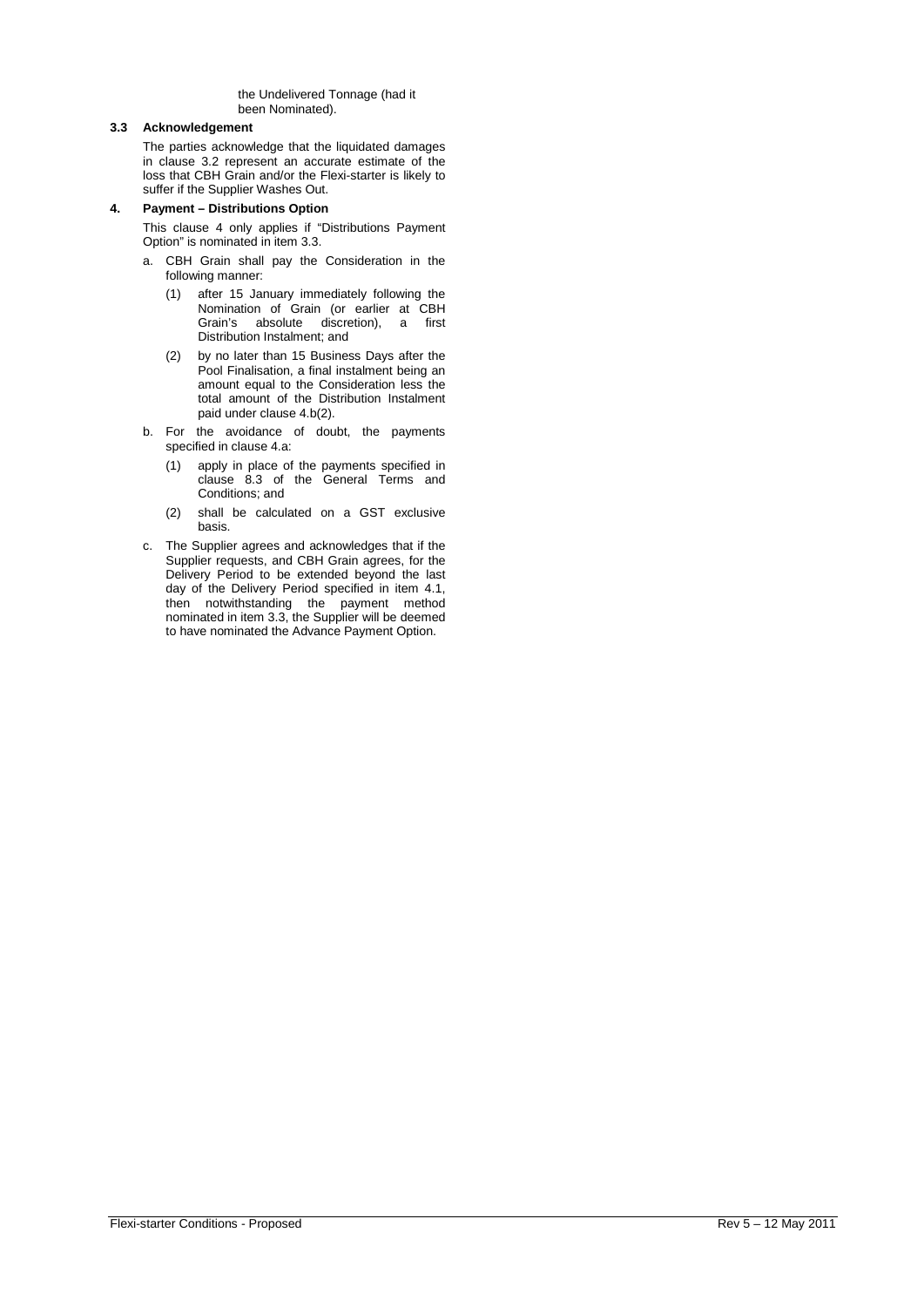the Undelivered Tonnage (had it been Nominated).

### 3.3 Acknowledgement

The parties acknowledge that the liquidated damages in clause 3.2 represent an accurate estimate of the loss that CBH Grain and/or the Flexi-starter is likely to suffer if the Supplier Washes Out.

## 4. Payment – Distributions Option

This clause 4 only applies if "Distributions Payment Option" is nominated in item 3.3.

a. CBH Grain shall pay the Consideration in the following manner:

   (1) after 15 January immediately following the Nomination of Grain (or earlier at CBH Grain's absolute discretion), a first Distribution Instalment; and

   (2) by no later than 15 Business Days after the Pool Finalisation, a final instalment being an amount equal to the Consideration less the total amount of the Distribution Instalment paid under clause 4.b(2).

b. For the avoidance of doubt, the payments specified in clause 4.a:

   (1) apply in place of the payments specified in clause 8.3 of the General Terms and Conditions; and

   (2) shall be calculated on a GST exclusive basis.

c. The Supplier agrees and acknowledges that if the Supplier requests, and CBH Grain agrees, for the Delivery Period to be extended beyond the last day of the Delivery Period specified in item 4.1, then notwithstanding the payment method nominated in item 3.3, the Supplier will be deemed to have nominated the Advance Payment Option.